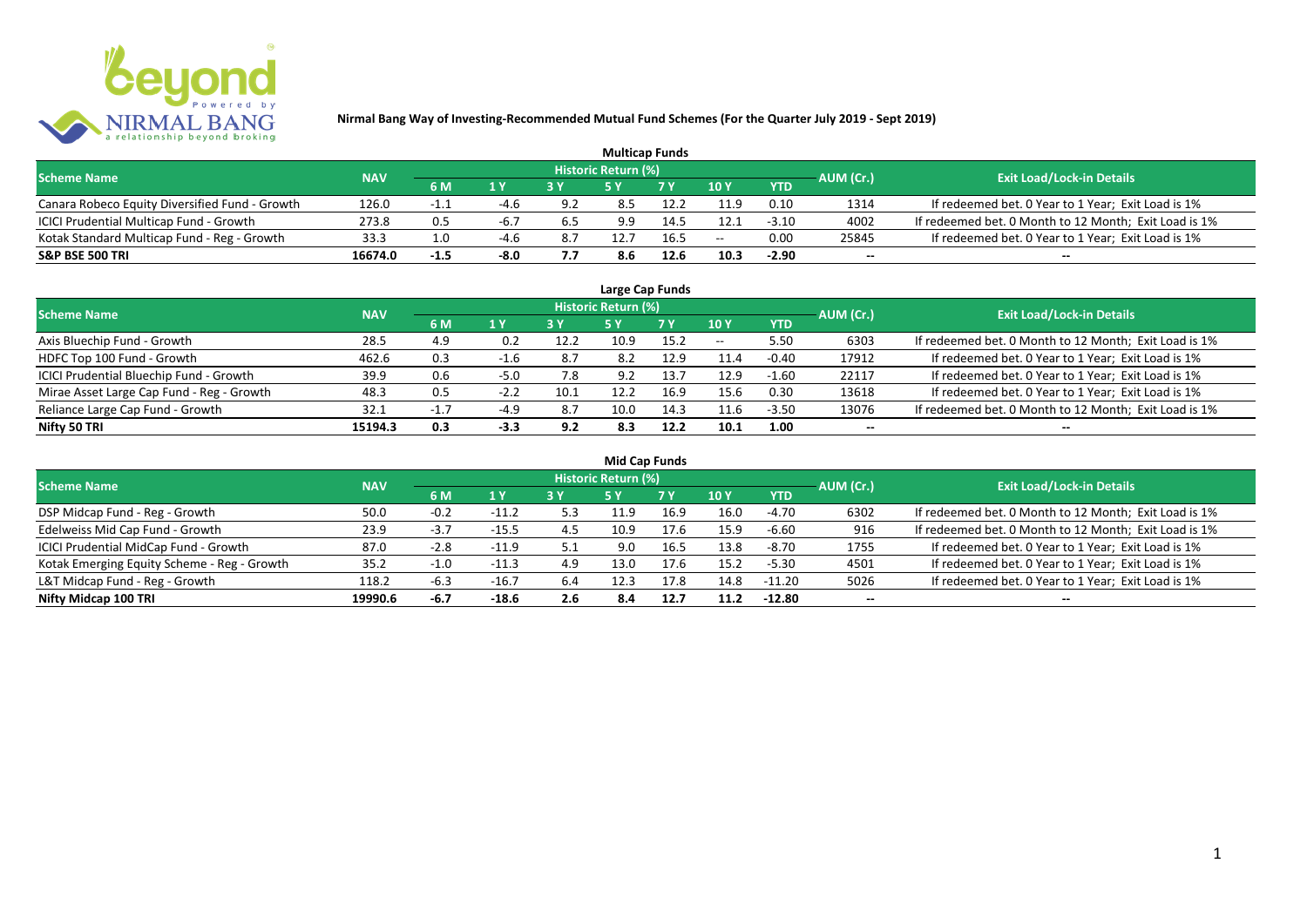**Nirmal Bang Way of Investing-Recommended Mutual Fund Schemes (For the Quarter July 2019 - Sept 2019)**

## Multicap Funds

| Scheme Name | NAV | Historic Return (%) | | | | | | | AUM (Cr.) | Exit Load/Lock-in Details |
|---|---|---|---|---|---|---|---|---|---|---|
| | | 6 M | 1 Y | 3 Y | 5 Y | 7 Y | 10 Y | YTD | | |
| Canara Robeco Equity Diversified Fund - Growth | 126.0 | -1.1 | -4.6 | 9.2 | 8.5 | 12.2 | 11.9 | 0.10 | 1314 | If redeemed bet. 0 Year to 1 Year; Exit Load is 1% |
| ICICI Prudential Multicap Fund - Growth | 273.8 | 0.5 | -6.7 | 6.5 | 9.9 | 14.5 | 12.1 | -3.10 | 4002 | If redeemed bet. 0 Month to 12 Month; Exit Load is 1% |
| Kotak Standard Multicap Fund - Reg - Growth | 33.3 | 1.0 | -4.6 | 8.7 | 12.7 | 16.5 | -- | 0.00 | 25845 | If redeemed bet. 0 Year to 1 Year; Exit Load is 1% |
| **S&P BSE 500 TRI** | **16674.0** | **-1.5** | **-8.0** | **7.7** | **8.6** | **12.6** | **10.3** | **-2.90** | **--** | **--** |

## Large Cap Funds

| Scheme Name | NAV | Historic Return (%) | | | | | | | AUM (Cr.) | Exit Load/Lock-in Details |
|---|---|---|---|---|---|---|---|---|---|---|
| | | 6 M | 1 Y | 3 Y | 5 Y | 7 Y | 10 Y | YTD | | |
| Axis Bluechip Fund - Growth | 28.5 | 4.9 | 0.2 | 12.2 | 10.9 | 15.2 | -- | 5.50 | 6303 | If redeemed bet. 0 Month to 12 Month; Exit Load is 1% |
| HDFC Top 100 Fund - Growth | 462.6 | 0.3 | -1.6 | 8.7 | 8.2 | 12.9 | 11.4 | -0.40 | 17912 | If redeemed bet. 0 Year to 1 Year; Exit Load is 1% |
| ICICI Prudential Bluechip Fund - Growth | 39.9 | 0.6 | -5.0 | 7.8 | 9.2 | 13.7 | 12.9 | -1.60 | 22117 | If redeemed bet. 0 Year to 1 Year; Exit Load is 1% |
| Mirae Asset Large Cap Fund - Reg - Growth | 48.3 | 0.5 | -2.2 | 10.1 | 12.2 | 16.9 | 15.6 | 0.30 | 13618 | If redeemed bet. 0 Year to 1 Year; Exit Load is 1% |
| Reliance Large Cap Fund - Growth | 32.1 | -1.7 | -4.9 | 8.7 | 10.0 | 14.3 | 11.6 | -3.50 | 13076 | If redeemed bet. 0 Month to 12 Month; Exit Load is 1% |
| **Nifty 50 TRI** | **15194.3** | **0.3** | **-3.3** | **9.2** | **8.3** | **12.2** | **10.1** | **1.00** | **--** | **--** |

## Mid Cap Funds

| Scheme Name | NAV | Historic Return (%) | | | | | | | AUM (Cr.) | Exit Load/Lock-in Details |
|---|---|---|---|---|---|---|---|---|---|---|
| | | 6 M | 1 Y | 3 Y | 5 Y | 7 Y | 10 Y | YTD | | |
| DSP Midcap Fund - Reg - Growth | 50.0 | -0.2 | -11.2 | 5.3 | 11.9 | 16.9 | 16.0 | -4.70 | 6302 | If redeemed bet. 0 Month to 12 Month; Exit Load is 1% |
| Edelweiss Mid Cap Fund - Growth | 23.9 | -3.7 | -15.5 | 4.5 | 10.9 | 17.6 | 15.9 | -6.60 | 916 | If redeemed bet. 0 Month to 12 Month; Exit Load is 1% |
| ICICI Prudential MidCap Fund - Growth | 87.0 | -2.8 | -11.9 | 5.1 | 9.0 | 16.5 | 13.8 | -8.70 | 1755 | If redeemed bet. 0 Year to 1 Year; Exit Load is 1% |
| Kotak Emerging Equity Scheme - Reg - Growth | 35.2 | -1.0 | -11.3 | 4.9 | 13.0 | 17.6 | 15.2 | -5.30 | 4501 | If redeemed bet. 0 Year to 1 Year; Exit Load is 1% |
| L&T Midcap Fund - Reg - Growth | 118.2 | -6.3 | -16.7 | 6.4 | 12.3 | 17.8 | 14.8 | -11.20 | 5026 | If redeemed bet. 0 Year to 1 Year; Exit Load is 1% |
| **Nifty Midcap 100 TRI** | **19990.6** | **-6.7** | **-18.6** | **2.6** | **8.4** | **12.7** | **11.2** | **-12.80** | **--** | **--** |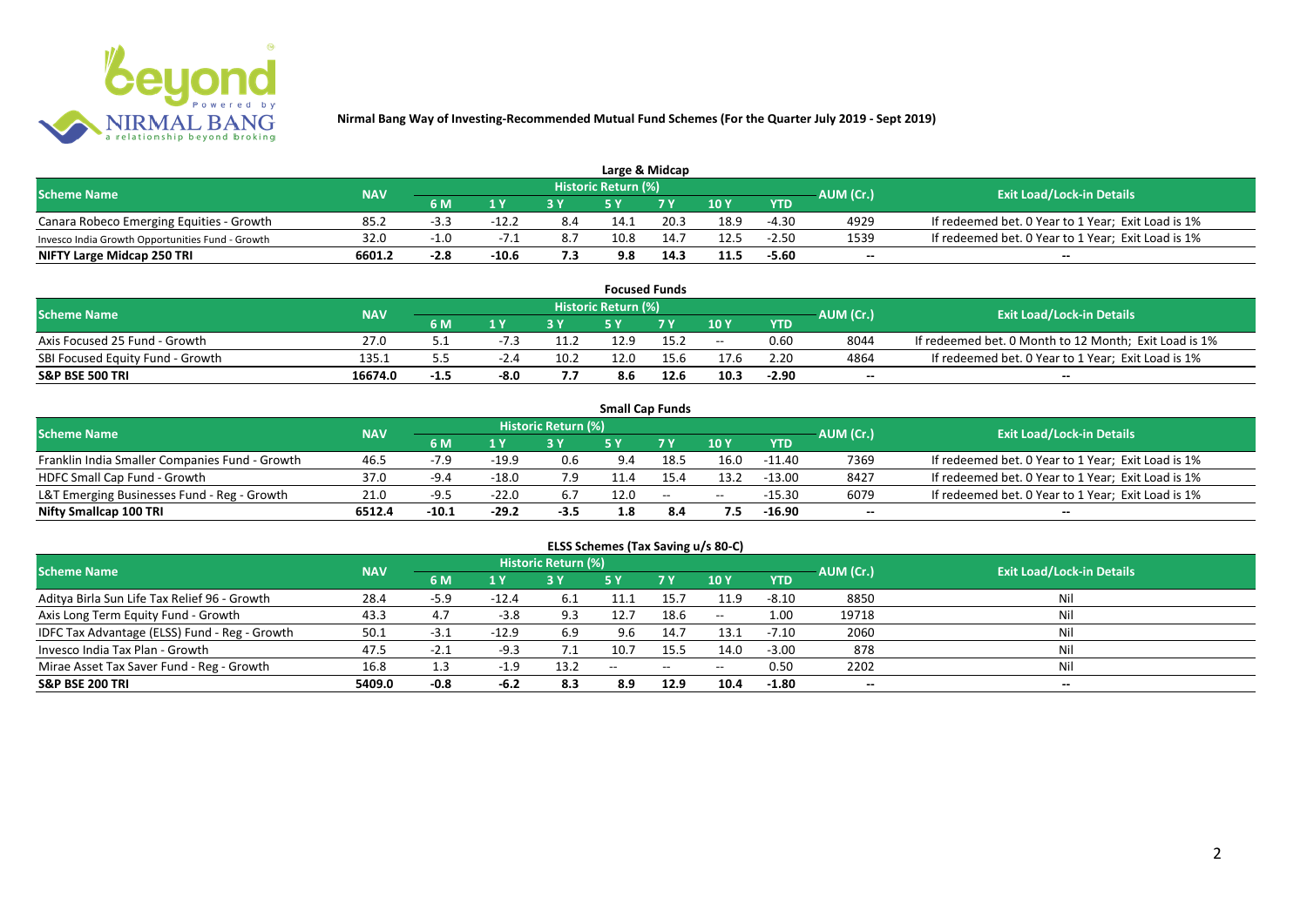## Nirmal Bang Way of Investing-Recommended Mutual Fund Schemes (For the Quarter July 2019 - Sept 2019)

### Large & Midcap

| Scheme Name | NAV | Historic Return (%) | | | | | | | AUM (Cr.) | Exit Load/Lock-in Details |
|---|---|---|---|---|---|---|---|---|---|---|
| | | 6 M | 1 Y | 3 Y | 5 Y | 7 Y | 10 Y | YTD | | |
| Canara Robeco Emerging Equities - Growth | 85.2 | -3.3 | -12.2 | 8.4 | 14.1 | 20.3 | 18.9 | -4.30 | 4929 | If redeemed bet. 0 Year to 1 Year; Exit Load is 1% |
| Invesco India Growth Opportunities Fund - Growth | 32.0 | -1.0 | -7.1 | 8.7 | 10.8 | 14.7 | 12.5 | -2.50 | 1539 | If redeemed bet. 0 Year to 1 Year; Exit Load is 1% |
| **NIFTY Large Midcap 250 TRI** | **6601.2** | **-2.8** | **-10.6** | **7.3** | **9.8** | **14.3** | **11.5** | **-5.60** | **--** | **--** |

### Focused Funds

| Scheme Name | NAV | Historic Return (%) | | | | | | | AUM (Cr.) | Exit Load/Lock-in Details |
|---|---|---|---|---|---|---|---|---|---|---|
| | | 6 M | 1 Y | 3 Y | 5 Y | 7 Y | 10 Y | YTD | | |
| Axis Focused 25 Fund - Growth | 27.0 | 5.1 | -7.3 | 11.2 | 12.9 | 15.2 | -- | 0.60 | 8044 | If redeemed bet. 0 Month to 12 Month; Exit Load is 1% |
| SBI Focused Equity Fund - Growth | 135.1 | 5.5 | -2.4 | 10.2 | 12.0 | 15.6 | 17.6 | 2.20 | 4864 | If redeemed bet. 0 Year to 1 Year; Exit Load is 1% |
| **S&P BSE 500 TRI** | **16674.0** | **-1.5** | **-8.0** | **7.7** | **8.6** | **12.6** | **10.3** | **-2.90** | **--** | **--** |

### Small Cap Funds

| Scheme Name | NAV | Historic Return (%) | | | | | | | AUM (Cr.) | Exit Load/Lock-in Details |
|---|---|---|---|---|---|---|---|---|---|---|
| | | 6 M | 1 Y | 3 Y | 5 Y | 7 Y | 10 Y | YTD | | |
| Franklin India Smaller Companies Fund - Growth | 46.5 | -7.9 | -19.9 | 0.6 | 9.4 | 18.5 | 16.0 | -11.40 | 7369 | If redeemed bet. 0 Year to 1 Year; Exit Load is 1% |
| HDFC Small Cap Fund - Growth | 37.0 | -9.4 | -18.0 | 7.9 | 11.4 | 15.4 | 13.2 | -13.00 | 8427 | If redeemed bet. 0 Year to 1 Year; Exit Load is 1% |
| L&T Emerging Businesses Fund - Reg - Growth | 21.0 | -9.5 | -22.0 | 6.7 | 12.0 | -- | -- | -15.30 | 6079 | If redeemed bet. 0 Year to 1 Year; Exit Load is 1% |
| **Nifty Smallcap 100 TRI** | **6512.4** | **-10.1** | **-29.2** | **-3.5** | **1.8** | **8.4** | **7.5** | **-16.90** | **--** | **--** |

### ELSS Schemes (Tax Saving u/s 80-C)

| Scheme Name | NAV | Historic Return (%) | | | | | | | AUM (Cr.) | Exit Load/Lock-in Details |
|---|---|---|---|---|---|---|---|---|---|---|
| | | 6 M | 1 Y | 3 Y | 5 Y | 7 Y | 10 Y | YTD | | |
| Aditya Birla Sun Life Tax Relief 96 - Growth | 28.4 | -5.9 | -12.4 | 6.1 | 11.1 | 15.7 | 11.9 | -8.10 | 8850 | Nil |
| Axis Long Term Equity Fund - Growth | 43.3 | 4.7 | -3.8 | 9.3 | 12.7 | 18.6 | -- | 1.00 | 19718 | Nil |
| IDFC Tax Advantage (ELSS) Fund - Reg - Growth | 50.1 | -3.1 | -12.9 | 6.9 | 9.6 | 14.7 | 13.1 | -7.10 | 2060 | Nil |
| Invesco India Tax Plan - Growth | 47.5 | -2.1 | -9.3 | 7.1 | 10.7 | 15.5 | 14.0 | -3.00 | 878 | Nil |
| Mirae Asset Tax Saver Fund - Reg - Growth | 16.8 | 1.3 | -1.9 | 13.2 | -- | -- | -- | 0.50 | 2202 | Nil |
| **S&P BSE 200 TRI** | **5409.0** | **-0.8** | **-6.2** | **8.3** | **8.9** | **12.9** | **10.4** | **-1.80** | **--** | **--** |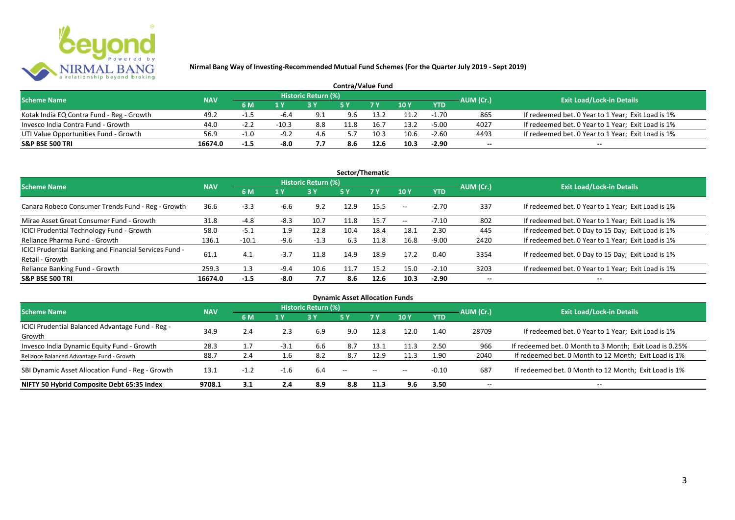**Nirmal Bang Way of Investing-Recommended Mutual Fund Schemes (For the Quarter July 2019 - Sept 2019)**

## Contra/Value Fund

| Scheme Name | NAV | Historic Return (%) | | | | | | | AUM (Cr.) | Exit Load/Lock-in Details |
|---|---|---|---|---|---|---|---|---|---|---|
| | | 6 M | 1 Y | 3 Y | 5 Y | 7 Y | 10 Y | YTD | | |
| Kotak India EQ Contra Fund - Reg - Growth | 49.2 | -1.5 | -6.4 | 9.1 | 9.6 | 13.2 | 11.2 | -1.70 | 865 | If redeemed bet. 0 Year to 1 Year; Exit Load is 1% |
| Invesco India Contra Fund - Growth | 44.0 | -2.2 | -10.3 | 8.8 | 11.8 | 16.7 | 13.2 | -5.00 | 4027 | If redeemed bet. 0 Year to 1 Year; Exit Load is 1% |
| UTI Value Opportunities Fund - Growth | 56.9 | -1.0 | -9.2 | 4.6 | 5.7 | 10.3 | 10.6 | -2.60 | 4493 | If redeemed bet. 0 Year to 1 Year; Exit Load is 1% |
| **S&P BSE 500 TRI** | **16674.0** | **-1.5** | **-8.0** | **7.7** | **8.6** | **12.6** | **10.3** | **-2.90** | **--** | **--** |

## Sector/Thematic

| Scheme Name | NAV | Historic Return (%) | | | | | | | AUM (Cr.) | Exit Load/Lock-in Details |
|---|---|---|---|---|---|---|---|---|---|---|
| | | 6 M | 1 Y | 3 Y | 5 Y | 7 Y | 10 Y | YTD | | |
| Canara Robeco Consumer Trends Fund - Reg - Growth | 36.6 | -3.3 | -6.6 | 9.2 | 12.9 | 15.5 | -- | -2.70 | 337 | If redeemed bet. 0 Year to 1 Year; Exit Load is 1% |
| Mirae Asset Great Consumer Fund - Growth | 31.8 | -4.8 | -8.3 | 10.7 | 11.8 | 15.7 | -- | -7.10 | 802 | If redeemed bet. 0 Year to 1 Year; Exit Load is 1% |
| ICICI Prudential Technology Fund - Growth | 58.0 | -5.1 | 1.9 | 12.8 | 10.4 | 18.4 | 18.1 | 2.30 | 445 | If redeemed bet. 0 Day to 15 Day; Exit Load is 1% |
| Reliance Pharma Fund - Growth | 136.1 | -10.1 | -9.6 | -1.3 | 6.3 | 11.8 | 16.8 | -9.00 | 2420 | If redeemed bet. 0 Year to 1 Year; Exit Load is 1% |
| ICICI Prudential Banking and Financial Services Fund - Retail - Growth | 61.1 | 4.1 | -3.7 | 11.8 | 14.9 | 18.9 | 17.2 | 0.40 | 3354 | If redeemed bet. 0 Day to 15 Day; Exit Load is 1% |
| Reliance Banking Fund - Growth | 259.3 | 1.3 | -9.4 | 10.6 | 11.7 | 15.2 | 15.0 | -2.10 | 3203 | If redeemed bet. 0 Year to 1 Year; Exit Load is 1% |
| **S&P BSE 500 TRI** | **16674.0** | **-1.5** | **-8.0** | **7.7** | **8.6** | **12.6** | **10.3** | **-2.90** | **--** | **--** |

## Dynamic Asset Allocation Funds

| Scheme Name | NAV | Historic Return (%) | | | | | | | AUM (Cr.) | Exit Load/Lock-in Details |
|---|---|---|---|---|---|---|---|---|---|---|
| | | 6 M | 1 Y | 3 Y | 5 Y | 7 Y | 10 Y | YTD | | |
| ICICI Prudential Balanced Advantage Fund - Reg - Growth | 34.9 | 2.4 | 2.3 | 6.9 | 9.0 | 12.8 | 12.0 | 1.40 | 28709 | If redeemed bet. 0 Year to 1 Year; Exit Load is 1% |
| Invesco India Dynamic Equity Fund - Growth | 28.3 | 1.7 | -3.1 | 6.6 | 8.7 | 13.1 | 11.3 | 2.50 | 966 | If redeemed bet. 0 Month to 3 Month; Exit Load is 0.25% |
| Reliance Balanced Advantage Fund - Growth | 88.7 | 2.4 | 1.6 | 8.2 | 8.7 | 12.9 | 11.3 | 1.90 | 2040 | If redeemed bet. 0 Month to 12 Month; Exit Load is 1% |
| SBI Dynamic Asset Allocation Fund - Reg - Growth | 13.1 | -1.2 | -1.6 | 6.4 | -- | -- | -- | -0.10 | 687 | If redeemed bet. 0 Month to 12 Month; Exit Load is 1% |
| **NIFTY 50 Hybrid Composite Debt 65:35 Index** | **9708.1** | **3.1** | **2.4** | **8.9** | **8.8** | **11.3** | **9.6** | **3.50** | **--** | **--** |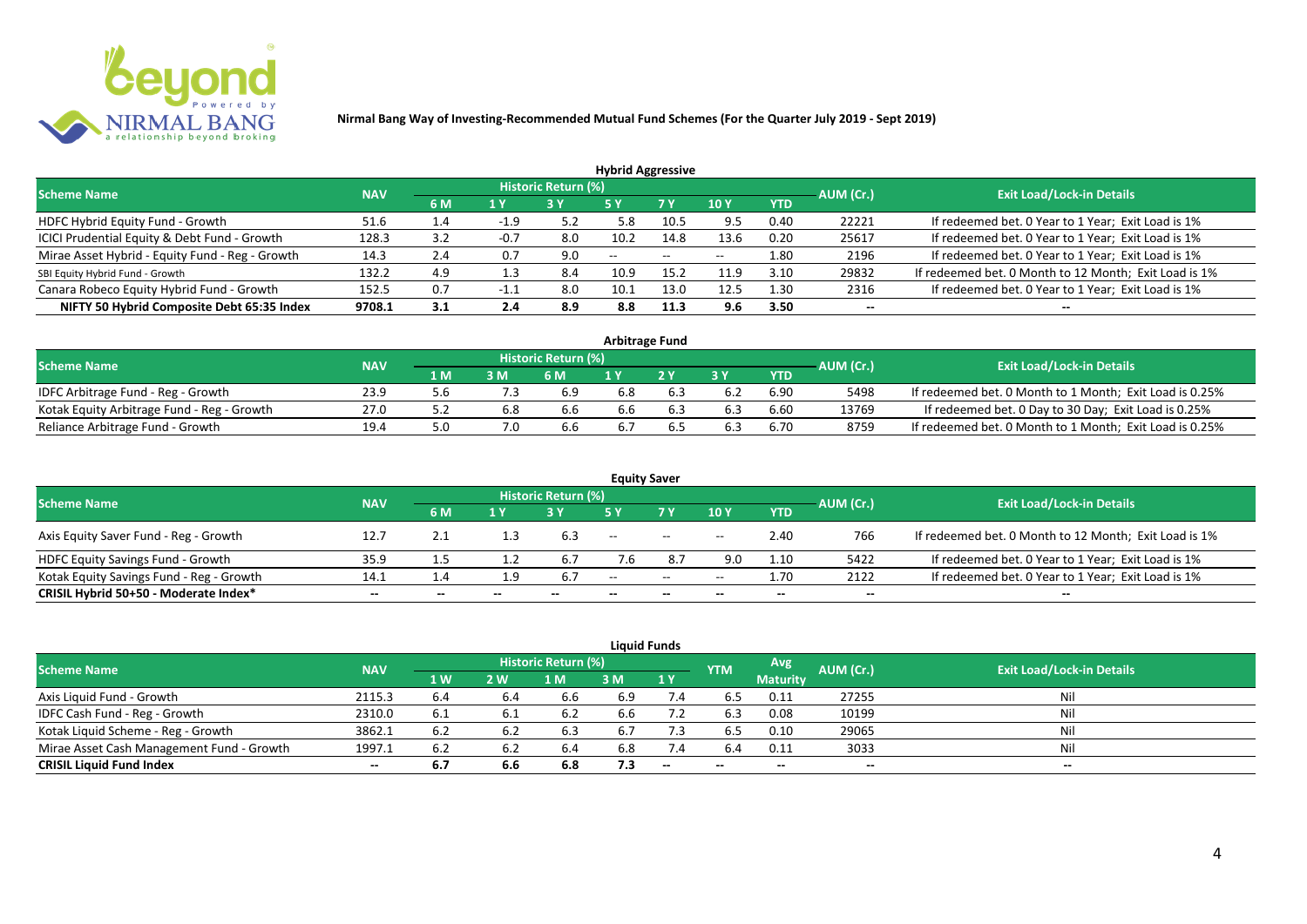# Nirmal Bang Way of Investing-Recommended Mutual Fund Schemes (For the Quarter July 2019 - Sept 2019)

## Hybrid Aggressive

| Scheme Name | NAV | Historic Return (%) | | | | | | | AUM (Cr.) | Exit Load/Lock-in Details |
|---|---|---|---|---|---|---|---|---|---|---|
| | | 6 M | 1 Y | 3 Y | 5 Y | 7 Y | 10 Y | YTD | | |
| HDFC Hybrid Equity Fund - Growth | 51.6 | 1.4 | -1.9 | 5.2 | 5.8 | 10.5 | 9.5 | 0.40 | 22221 | If redeemed bet. 0 Year to 1 Year; Exit Load is 1% |
| ICICI Prudential Equity & Debt Fund - Growth | 128.3 | 3.2 | -0.7 | 8.0 | 10.2 | 14.8 | 13.6 | 0.20 | 25617 | If redeemed bet. 0 Year to 1 Year; Exit Load is 1% |
| Mirae Asset Hybrid - Equity Fund - Reg - Growth | 14.3 | 2.4 | 0.7 | 9.0 | -- | -- | -- | 1.80 | 2196 | If redeemed bet. 0 Year to 1 Year; Exit Load is 1% |
| SBI Equity Hybrid Fund - Growth | 132.2 | 4.9 | 1.3 | 8.4 | 10.9 | 15.2 | 11.9 | 3.10 | 29832 | If redeemed bet. 0 Month to 12 Month; Exit Load is 1% |
| Canara Robeco Equity Hybrid Fund - Growth | 152.5 | 0.7 | -1.1 | 8.0 | 10.1 | 13.0 | 12.5 | 1.30 | 2316 | If redeemed bet. 0 Year to 1 Year; Exit Load is 1% |
| **NIFTY 50 Hybrid Composite Debt 65:35 Index** | **9708.1** | **3.1** | **2.4** | **8.9** | **8.8** | **11.3** | **9.6** | **3.50** | **--** | **--** |

## Arbitrage Fund

| Scheme Name | NAV | Historic Return (%) | | | | | | | AUM (Cr.) | Exit Load/Lock-in Details |
|---|---|---|---|---|---|---|---|---|---|---|
| | | 1 M | 3 M | 6 M | 1 Y | 2 Y | 3 Y | YTD | | |
| IDFC Arbitrage Fund - Reg - Growth | 23.9 | 5.6 | 7.3 | 6.9 | 6.8 | 6.3 | 6.2 | 6.90 | 5498 | If redeemed bet. 0 Month to 1 Month; Exit Load is 0.25% |
| Kotak Equity Arbitrage Fund - Reg - Growth | 27.0 | 5.2 | 6.8 | 6.6 | 6.6 | 6.3 | 6.3 | 6.60 | 13769 | If redeemed bet. 0 Day to 30 Day; Exit Load is 0.25% |
| Reliance Arbitrage Fund - Growth | 19.4 | 5.0 | 7.0 | 6.6 | 6.7 | 6.5 | 6.3 | 6.70 | 8759 | If redeemed bet. 0 Month to 1 Month; Exit Load is 0.25% |

## Equity Saver

| Scheme Name | NAV | Historic Return (%) | | | | | | | AUM (Cr.) | Exit Load/Lock-in Details |
|---|---|---|---|---|---|---|---|---|---|---|
| | | 6 M | 1 Y | 3 Y | 5 Y | 7 Y | 10 Y | YTD | | |
| Axis Equity Saver Fund - Reg - Growth | 12.7 | 2.1 | 1.3 | 6.3 | -- | -- | -- | 2.40 | 766 | If redeemed bet. 0 Month to 12 Month; Exit Load is 1% |
| HDFC Equity Savings Fund - Growth | 35.9 | 1.5 | 1.2 | 6.7 | 7.6 | 8.7 | 9.0 | 1.10 | 5422 | If redeemed bet. 0 Year to 1 Year; Exit Load is 1% |
| Kotak Equity Savings Fund - Reg - Growth | 14.1 | 1.4 | 1.9 | 6.7 | -- | -- | -- | 1.70 | 2122 | If redeemed bet. 0 Year to 1 Year; Exit Load is 1% |
| **CRISIL Hybrid 50+50 - Moderate Index*** | **--** | **--** | **--** | **--** | **--** | **--** | **--** | **--** | **--** | **--** |

## Liquid Funds

| Scheme Name | NAV | Historic Return (%) | | | | | YTM | Avg Maturity | AUM (Cr.) | Exit Load/Lock-in Details |
|---|---|---|---|---|---|---|---|---|---|---|
| | | 1 W | 2 W | 1 M | 3 M | 1 Y | | | | |
| Axis Liquid Fund - Growth | 2115.3 | 6.4 | 6.4 | 6.6 | 6.9 | 7.4 | 6.5 | 0.11 | 27255 | Nil |
| IDFC Cash Fund - Reg - Growth | 2310.0 | 6.1 | 6.1 | 6.2 | 6.6 | 7.2 | 6.3 | 0.08 | 10199 | Nil |
| Kotak Liquid Scheme - Reg - Growth | 3862.1 | 6.2 | 6.2 | 6.3 | 6.7 | 7.3 | 6.5 | 0.10 | 29065 | Nil |
| Mirae Asset Cash Management Fund - Growth | 1997.1 | 6.2 | 6.2 | 6.4 | 6.8 | 7.4 | 6.4 | 0.11 | 3033 | Nil |
| **CRISIL Liquid Fund Index** | **--** | **6.7** | **6.6** | **6.8** | **7.3** | **--** | **--** | **--** | **--** | **--** |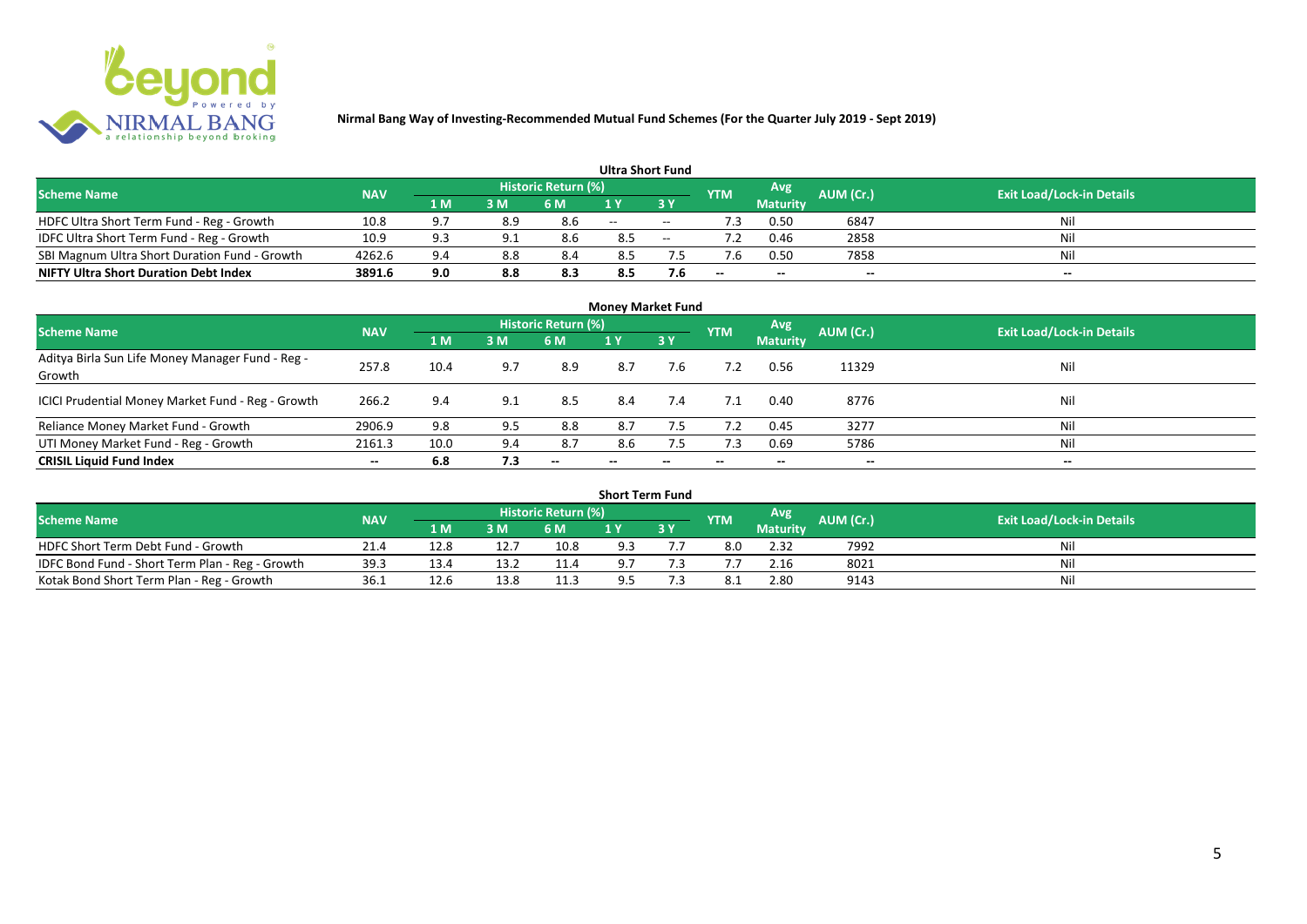**Nirmal Bang Way of Investing-Recommended Mutual Fund Schemes (For the Quarter July 2019 - Sept 2019)**

## Ultra Short Fund

| Scheme Name | NAV | Historic Return (%) | | | | | YTM | Avg Maturity | AUM (Cr.) | Exit Load/Lock-in Details |
|---|---|---|---|---|---|---|---|---|---|---|
| | | 1 M | 3 M | 6 M | 1 Y | 3 Y | | | | |
| HDFC Ultra Short Term Fund - Reg - Growth | 10.8 | 9.7 | 8.9 | 8.6 | -- | -- | 7.3 | 0.50 | 6847 | Nil |
| IDFC Ultra Short Term Fund - Reg - Growth | 10.9 | 9.3 | 9.1 | 8.6 | 8.5 | -- | 7.2 | 0.46 | 2858 | Nil |
| SBI Magnum Ultra Short Duration Fund - Growth | 4262.6 | 9.4 | 8.8 | 8.4 | 8.5 | 7.5 | 7.6 | 0.50 | 7858 | Nil |
| **NIFTY Ultra Short Duration Debt Index** | **3891.6** | **9.0** | **8.8** | **8.3** | **8.5** | **7.6** | -- | -- | -- | -- |

## Money Market Fund

| Scheme Name | NAV | Historic Return (%) | | | | | YTM | Avg Maturity | AUM (Cr.) | Exit Load/Lock-in Details |
|---|---|---|---|---|---|---|---|---|---|---|
| | | 1 M | 3 M | 6 M | 1 Y | 3 Y | | | | |
| Aditya Birla Sun Life Money Manager Fund - Reg - Growth | 257.8 | 10.4 | 9.7 | 8.9 | 8.7 | 7.6 | 7.2 | 0.56 | 11329 | Nil |
| ICICI Prudential Money Market Fund - Reg - Growth | 266.2 | 9.4 | 9.1 | 8.5 | 8.4 | 7.4 | 7.1 | 0.40 | 8776 | Nil |
| Reliance Money Market Fund - Growth | 2906.9 | 9.8 | 9.5 | 8.8 | 8.7 | 7.5 | 7.2 | 0.45 | 3277 | Nil |
| UTI Money Market Fund - Reg - Growth | 2161.3 | 10.0 | 9.4 | 8.7 | 8.6 | 7.5 | 7.3 | 0.69 | 5786 | Nil |
| **CRISIL Liquid Fund Index** | -- | **6.8** | **7.3** | -- | -- | -- | -- | -- | -- | -- |

## Short Term Fund

| Scheme Name | NAV | Historic Return (%) | | | | | YTM | Avg Maturity | AUM (Cr.) | Exit Load/Lock-in Details |
|---|---|---|---|---|---|---|---|---|---|---|
| | | 1 M | 3 M | 6 M | 1 Y | 3 Y | | | | |
| HDFC Short Term Debt Fund - Growth | 21.4 | 12.8 | 12.7 | 10.8 | 9.3 | 7.7 | 8.0 | 2.32 | 7992 | Nil |
| IDFC Bond Fund - Short Term Plan - Reg - Growth | 39.3 | 13.4 | 13.2 | 11.4 | 9.7 | 7.3 | 7.7 | 2.16 | 8021 | Nil |
| Kotak Bond Short Term Plan - Reg - Growth | 36.1 | 12.6 | 13.8 | 11.3 | 9.5 | 7.3 | 8.1 | 2.80 | 9143 | Nil |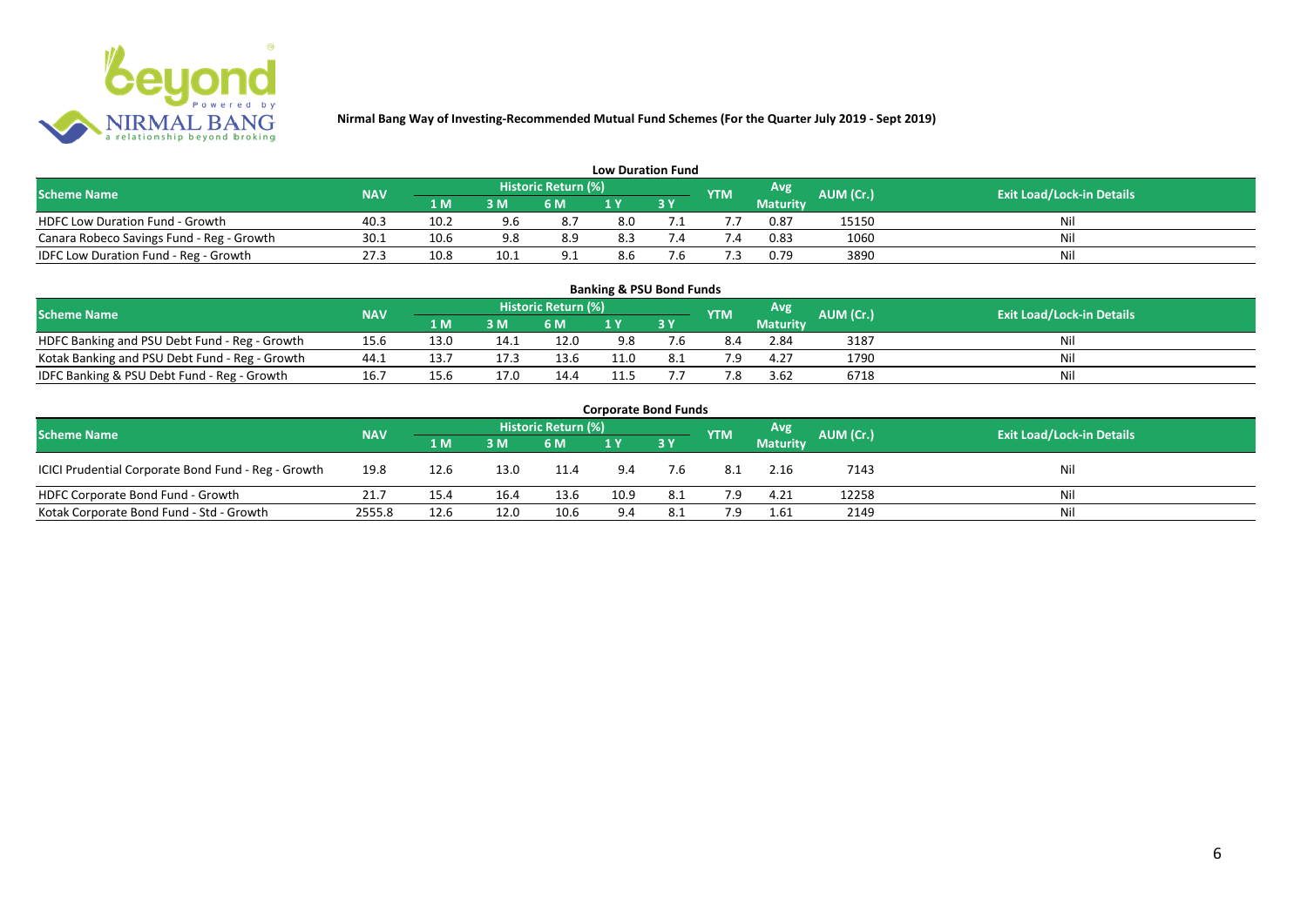**Nirmal Bang Way of Investing-Recommended Mutual Fund Schemes (For the Quarter July 2019 - Sept 2019)**

## Low Duration Fund

| Scheme Name | NAV | Historic Return (%) | | | | | YTM | Avg Maturity | AUM (Cr.) | Exit Load/Lock-in Details |
|---|---|---|---|---|---|---|---|---|---|---|
| | | 1 M | 3 M | 6 M | 1 Y | 3 Y | | | | |
| HDFC Low Duration Fund - Growth | 40.3 | 10.2 | 9.6 | 8.7 | 8.0 | 7.1 | 7.7 | 0.87 | 15150 | Nil |
| Canara Robeco Savings Fund - Reg - Growth | 30.1 | 10.6 | 9.8 | 8.9 | 8.3 | 7.4 | 7.4 | 0.83 | 1060 | Nil |
| IDFC Low Duration Fund - Reg - Growth | 27.3 | 10.8 | 10.1 | 9.1 | 8.6 | 7.6 | 7.3 | 0.79 | 3890 | Nil |

## Banking & PSU Bond Funds

| Scheme Name | NAV | Historic Return (%) | | | | | YTM | Avg Maturity | AUM (Cr.) | Exit Load/Lock-in Details |
|---|---|---|---|---|---|---|---|---|---|---|
| | | 1 M | 3 M | 6 M | 1 Y | 3 Y | | | | |
| HDFC Banking and PSU Debt Fund - Reg - Growth | 15.6 | 13.0 | 14.1 | 12.0 | 9.8 | 7.6 | 8.4 | 2.84 | 3187 | Nil |
| Kotak Banking and PSU Debt Fund - Reg - Growth | 44.1 | 13.7 | 17.3 | 13.6 | 11.0 | 8.1 | 7.9 | 4.27 | 1790 | Nil |
| IDFC Banking & PSU Debt Fund - Reg - Growth | 16.7 | 15.6 | 17.0 | 14.4 | 11.5 | 7.7 | 7.8 | 3.62 | 6718 | Nil |

## Corporate Bond Funds

| Scheme Name | NAV | Historic Return (%) | | | | | YTM | Avg Maturity | AUM (Cr.) | Exit Load/Lock-in Details |
|---|---|---|---|---|---|---|---|---|---|---|
| | | 1 M | 3 M | 6 M | 1 Y | 3 Y | | | | |
| ICICI Prudential Corporate Bond Fund - Reg - Growth | 19.8 | 12.6 | 13.0 | 11.4 | 9.4 | 7.6 | 8.1 | 2.16 | 7143 | Nil |
| HDFC Corporate Bond Fund - Growth | 21.7 | 15.4 | 16.4 | 13.6 | 10.9 | 8.1 | 7.9 | 4.21 | 12258 | Nil |
| Kotak Corporate Bond Fund - Std - Growth | 2555.8 | 12.6 | 12.0 | 10.6 | 9.4 | 8.1 | 7.9 | 1.61 | 2149 | Nil |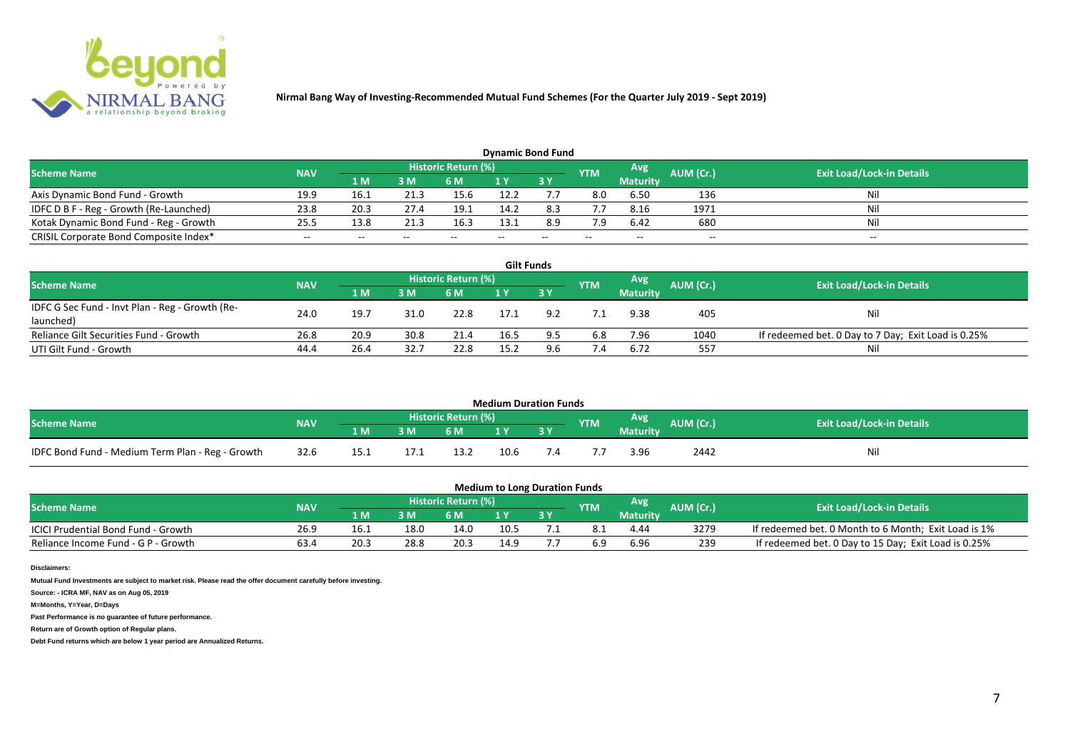**Nirmal Bang Way of Investing-Recommended Mutual Fund Schemes (For the Quarter July 2019 - Sept 2019)**

### Dynamic Bond Fund

| Scheme Name | NAV | Historic Return (%) | | | | | YTM | Avg Maturity | AUM (Cr.) | Exit Load/Lock-in Details |
|---|---|---|---|---|---|---|---|---|---|---|
| | | 1 M | 3 M | 6 M | 1 Y | 3 Y | | | | |
| Axis Dynamic Bond Fund - Growth | 19.9 | 16.1 | 21.3 | 15.6 | 12.2 | 7.7 | 8.0 | 6.50 | 136 | Nil |
| IDFC D B F - Reg - Growth (Re-Launched) | 23.8 | 20.3 | 27.4 | 19.1 | 14.2 | 8.3 | 7.7 | 8.16 | 1971 | Nil |
| Kotak Dynamic Bond Fund - Reg - Growth | 25.5 | 13.8 | 21.3 | 16.3 | 13.1 | 8.9 | 7.9 | 6.42 | 680 | Nil |
| CRISIL Corporate Bond Composite Index* | -- | -- | -- | -- | -- | -- | -- | -- | -- | -- |

### Gilt Funds

| Scheme Name | NAV | Historic Return (%) | | | | | YTM | Avg Maturity | AUM (Cr.) | Exit Load/Lock-in Details |
|---|---|---|---|---|---|---|---|---|---|---|
| | | 1 M | 3 M | 6 M | 1 Y | 3 Y | | | | |
| IDFC G Sec Fund - Invt Plan - Reg - Growth (Re-launched) | 24.0 | 19.7 | 31.0 | 22.8 | 17.1 | 9.2 | 7.1 | 9.38 | 405 | Nil |
| Reliance Gilt Securities Fund - Growth | 26.8 | 20.9 | 30.8 | 21.4 | 16.5 | 9.5 | 6.8 | 7.96 | 1040 | If redeemed bet. 0 Day to 7 Day; Exit Load is 0.25% |
| UTI Gilt Fund - Growth | 44.4 | 26.4 | 32.7 | 22.8 | 15.2 | 9.6 | 7.4 | 6.72 | 557 | Nil |

### Medium Duration Funds

| Scheme Name | NAV | Historic Return (%) | | | | | YTM | Avg Maturity | AUM (Cr.) | Exit Load/Lock-in Details |
|---|---|---|---|---|---|---|---|---|---|---|
| | | 1 M | 3 M | 6 M | 1 Y | 3 Y | | | | |
| IDFC Bond Fund - Medium Term Plan - Reg - Growth | 32.6 | 15.1 | 17.1 | 13.2 | 10.6 | 7.4 | 7.7 | 3.96 | 2442 | Nil |

### Medium to Long Duration Funds

| Scheme Name | NAV | Historic Return (%) | | | | | YTM | Avg Maturity | AUM (Cr.) | Exit Load/Lock-in Details |
|---|---|---|---|---|---|---|---|---|---|---|
| | | 1 M | 3 M | 6 M | 1 Y | 3 Y | | | | |
| ICICI Prudential Bond Fund - Growth | 26.9 | 16.1 | 18.0 | 14.0 | 10.5 | 7.1 | 8.1 | 4.44 | 3279 | If redeemed bet. 0 Month to 6 Month; Exit Load is 1% |
| Reliance Income Fund - G P - Growth | 63.4 | 20.3 | 28.8 | 20.3 | 14.9 | 7.7 | 6.9 | 6.96 | 239 | If redeemed bet. 0 Day to 15 Day; Exit Load is 0.25% |

**Disclaimers:**

**Mutual Fund Investments are subject to market risk. Please read the offer document carefully before investing.**

**Source: - ICRA MF, NAV as on Aug 05, 2019**

**M=Months, Y=Year, D=Days**

**Past Performance is no guarantee of future performance.**

**Return are of Growth option of Regular plans.**

**Debt Fund returns which are below 1 year period are Annualized Returns.**